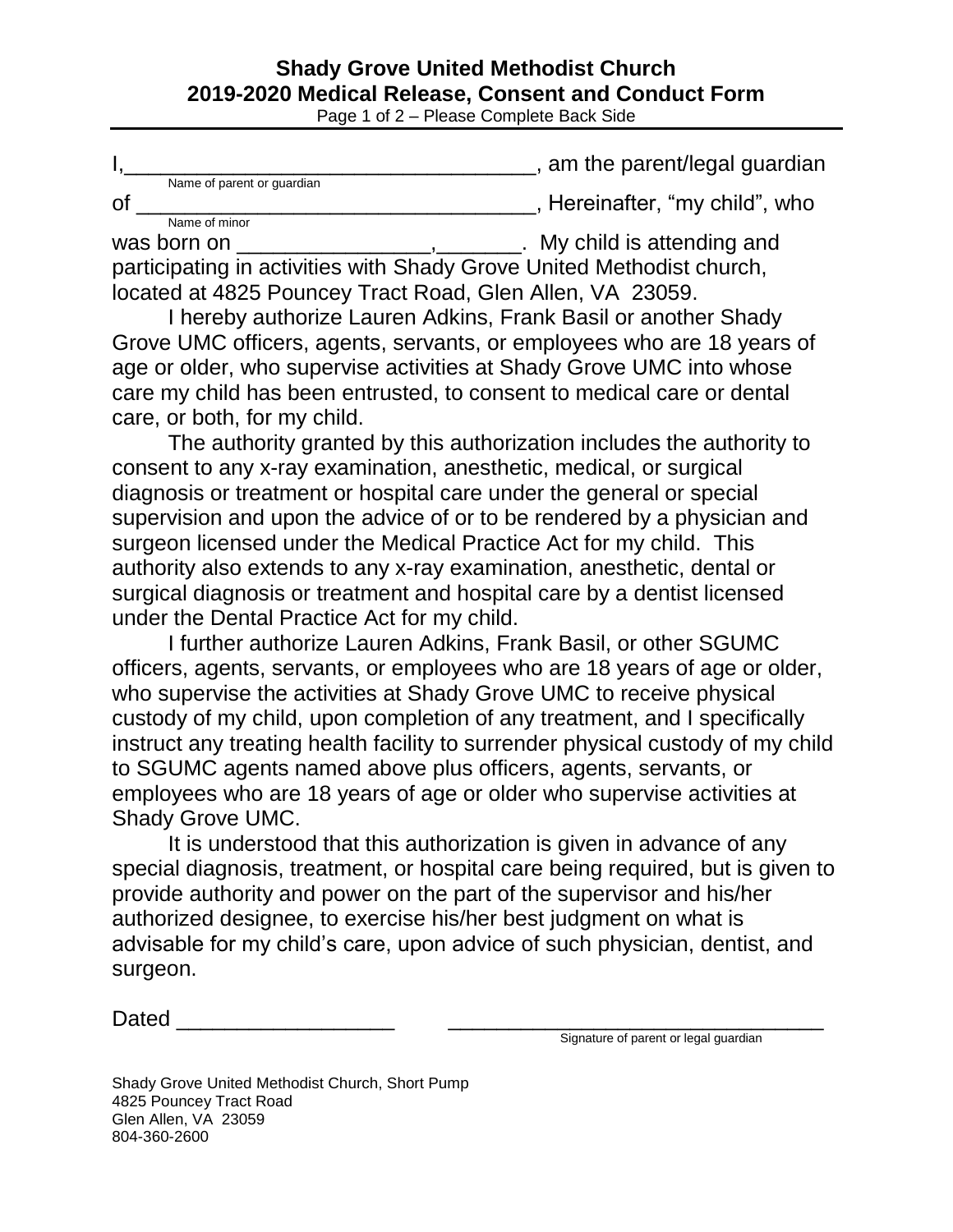**Shady Grove United Methodist Church**
**2019-2020 Medical Release, Consent and Conduct Form**
Page 1 of 2 – Please Complete Back Side

I,___________________________________, am the parent/legal guardian
Name of parent or guardian
of ___________________________________, Hereinafter, "my child", who
Name of minor
was born on ________________,_______. My child is attending and participating in activities with Shady Grove United Methodist church, located at 4825 Pouncey Tract Road, Glen Allen, VA 23059.

I hereby authorize Lauren Adkins, Frank Basil or another Shady Grove UMC officers, agents, servants, or employees who are 18 years of age or older, who supervise activities at Shady Grove UMC into whose care my child has been entrusted, to consent to medical care or dental care, or both, for my child.

The authority granted by this authorization includes the authority to consent to any x-ray examination, anesthetic, medical, or surgical diagnosis or treatment or hospital care under the general or special supervision and upon the advice of or to be rendered by a physician and surgeon licensed under the Medical Practice Act for my child. This authority also extends to any x-ray examination, anesthetic, dental or surgical diagnosis or treatment and hospital care by a dentist licensed under the Dental Practice Act for my child.

I further authorize Lauren Adkins, Frank Basil, or other SGUMC officers, agents, servants, or employees who are 18 years of age or older, who supervise the activities at Shady Grove UMC to receive physical custody of my child, upon completion of any treatment, and I specifically instruct any treating health facility to surrender physical custody of my child to SGUMC agents named above plus officers, agents, servants, or employees who are 18 years of age or older who supervise activities at Shady Grove UMC.

It is understood that this authorization is given in advance of any special diagnosis, treatment, or hospital care being required, but is given to provide authority and power on the part of the supervisor and his/her authorized designee, to exercise his/her best judgment on what is advisable for my child's care, upon advice of such physician, dentist, and surgeon.

Dated __________________ ________________________________
Signature of parent or legal guardian

Shady Grove United Methodist Church, Short Pump
4825 Pouncey Tract Road
Glen Allen, VA 23059
804-360-2600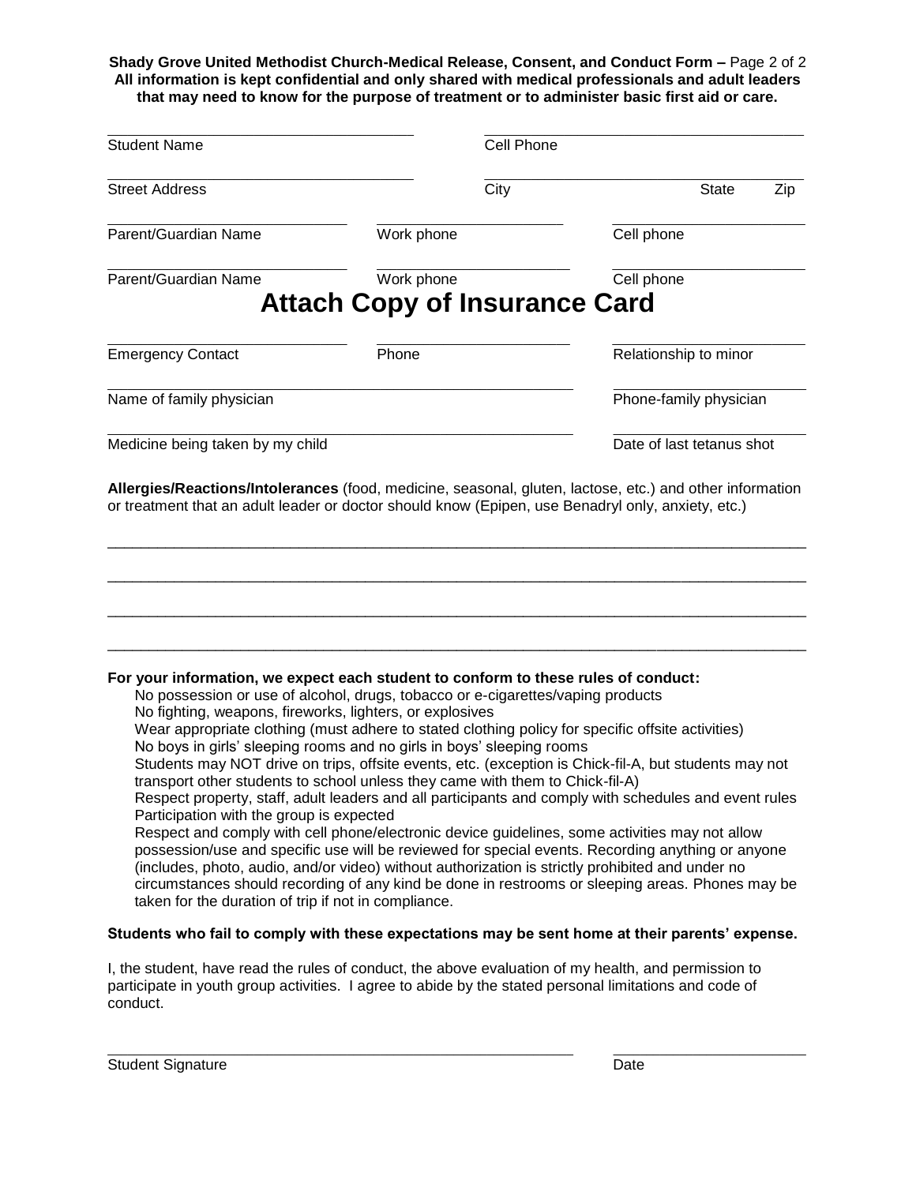**Shady Grove United Methodist Church-Medical Release, Consent, and Conduct Form –** Page 2 of 2
**All information is kept confidential and only shared with medical professionals and adult leaders that may need to know for the purpose of treatment or to administer basic first aid or care.**

Student Name ______________________ Cell Phone ______________________

Street Address ______________________ City ______________ State ____ Zip ____

Parent/Guardian Name ______________ Work phone ______________ Cell phone ______________

Parent/Guardian Name ______________ Work phone ______________ Cell phone ______________

## Attach Copy of Insurance Card

Emergency Contact ______________ Phone ______________ Relationship to minor ______________

Name of family physician ______________________ Phone-family physician ______________

Medicine being taken by my child ______________________ Date of last tetanus shot ______________

**Allergies/Reactions/Intolerances** (food, medicine, seasonal, gluten, lactose, etc.) and other information or treatment that an adult leader or doctor should know (Epipen, use Benadryl only, anxiety, etc.)

______________________________________________________________________________

______________________________________________________________________________

______________________________________________________________________________

______________________________________________________________________________

**For your information, we expect each student to conform to these rules of conduct:**

- No possession or use of alcohol, drugs, tobacco or e-cigarettes/vaping products
- No fighting, weapons, fireworks, lighters, or explosives
- Wear appropriate clothing (must adhere to stated clothing policy for specific offsite activities)
- No boys in girls' sleeping rooms and no girls in boys' sleeping rooms
- Students may NOT drive on trips, offsite events, etc. (exception is Chick-fil-A, but students may not transport other students to school unless they came with them to Chick-fil-A)
- Respect property, staff, adult leaders and all participants and comply with schedules and event rules
- Participation with the group is expected
- Respect and comply with cell phone/electronic device guidelines, some activities may not allow possession/use and specific use will be reviewed for special events. Recording anything or anyone (includes, photo, audio, and/or video) without authorization is strictly prohibited and under no circumstances should recording of any kind be done in restrooms or sleeping areas. Phones may be taken for the duration of trip if not in compliance.

**Students who fail to comply with these expectations may be sent home at their parents' expense.**

I, the student, have read the rules of conduct, the above evaluation of my health, and permission to participate in youth group activities. I agree to abide by the stated personal limitations and code of conduct.

Student Signature ______________________ Date ______________